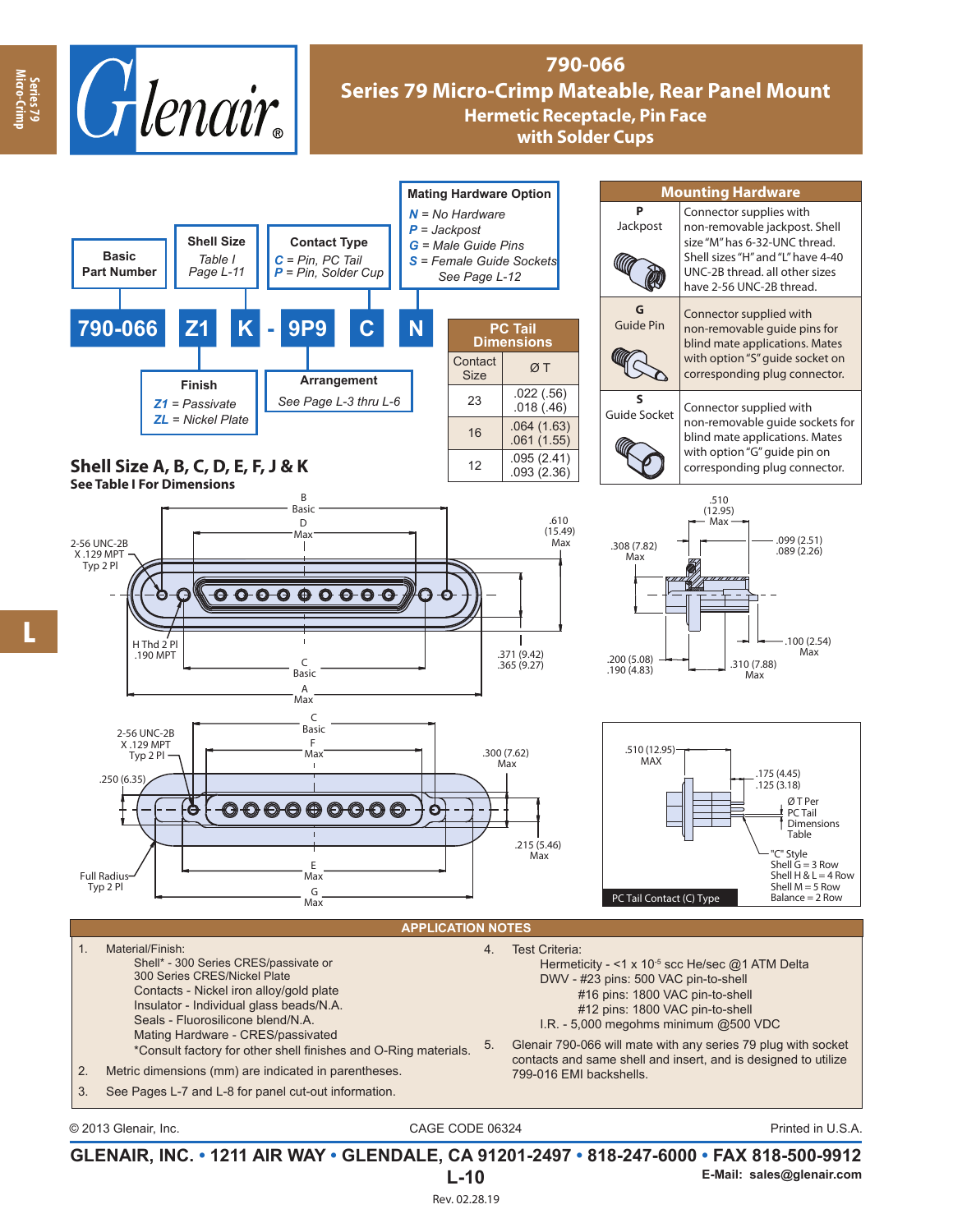# 790-066

## Series 79 Micro-Crimp Mateable, Rear Panel Mount

### Hermetic Receptacle, Pin Face with Solder Cups

**Part number example:** 790-066 Z1 K - 9P9 C N

| Field | Example | Description |
|---|---|---|
| Basic Part Number | 790-066 | |
| Finish | Z1 | *Z1* = Passivate; *ZL* = Nickel Plate |
| Shell Size | K | *Table I, Page L-11* |
| Arrangement | 9P9 | *See Page L-3 thru L-6* |
| Contact Type | C | *C* = Pin, PC Tail; *P* = Pin, Solder Cup |
| Mating Hardware Option | N | *N* = No Hardware; *P* = Jackpost; *G* = Male Guide Pins; *S* = Female Guide Sockets; See Page L-12 |

**PC Tail Dimensions**

| Contact Size | Ø T |
|---|---|
| 23 | .022 (.56) .018 (.46) |
| 16 | .064 (1.63) .061 (1.55) |
| 12 | .095 (2.41) .093 (2.36) |

**Mounting Hardware**

| Option | Description |
|---|---|
| P Jackpost | Connector supplies with non-removable jackpost. Shell size "M" has 6-32-UNC thread. Shell sizes "H" and "L" have 4-40 UNC-2B thread. all other sizes have 2-56 UNC-2B thread. |
| G Guide Pin | Connector supplied with non-removable guide pins for blind mate applications. Mates with option "S" guide socket on corresponding plug connector. |
| S Guide Socket | Connector supplied with non-removable guide sockets for blind mate applications. Mates with option "G" guide pin on corresponding plug connector. |

**Shell Size A, B, C, D, E, F, J & K**
**See Table I For Dimensions**

Drawing callouts: B Basic; D Max; .610 (15.49) Max; 2-56 UNC-2B X .129 MPT Typ 2 Pl; H Thd 2 Pl .190 MPT; C Basic; A Max; .371 (9.42) .365 (9.27); .510 (12.95) Max; .308 (7.82) Max; .099 (2.51) .089 (2.26); .100 (2.54) Max; .200 (5.08) .190 (4.83); .310 (7.88) Max; 2-56 UNC-2B X .129 MPT Typ 2 Pl; .250 (6.35); C Basic; F Max; .300 (7.62) Max; .215 (5.46) Max; Full Radius Typ 2 Pl; E Max; G Max.

PC Tail Contact (C) Type: .510 (12.95) MAX; .175 (4.45) .125 (3.18); Ø T Per PC Tail Dimensions Table; "C" Style Shell G = 3 Row, Shell H & L = 4 Row, Shell M = 5 Row, Balance = 2 Row.

## APPLICATION NOTES

1. Material/Finish:
   - Shell* - 300 Series CRES/passivate or 300 Series CRES/Nickel Plate
   - Contacts - Nickel iron alloy/gold plate
   - Insulator - Individual glass beads/N.A.
   - Seals - Fluorosilicone blend/N.A.
   - Mating Hardware - CRES/passivated
   - *Consult factory for other shell finishes and O-Ring materials.
2. Metric dimensions (mm) are indicated in parentheses.
3. See Pages L-7 and L-8 for panel cut-out information.
4. Test Criteria:
   - Hermeticity - <1 x $10^{-5}$ scc He/sec @1 ATM Delta
   - DWV - #23 pins: 500 VAC pin-to-shell
     - #16 pins: 1800 VAC pin-to-shell
     - #12 pins: 1800 VAC pin-to-shell
   - I.R. - 5,000 megohms minimum @500 VDC
5. Glenair 790-066 will mate with any series 79 plug with socket contacts and same shell and insert, and is designed to utilize 799-016 EMI backshells.

© 2013 Glenair, Inc. CAGE CODE 06324 Printed in U.S.A.

**GLENAIR, INC. • 1211 AIR WAY • GLENDALE, CA 91201-2497 • 818-247-6000 • FAX 818-500-9912**
E-Mail: sales@glenair.com

Rev. 02.28.19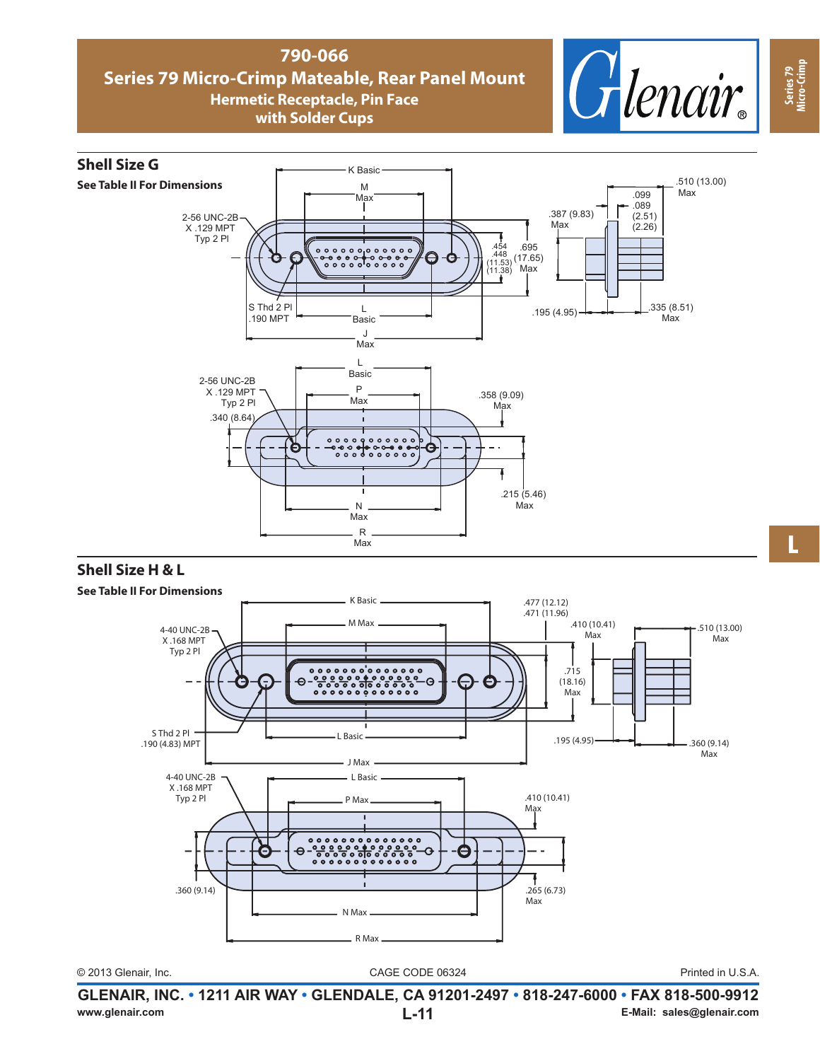# 790-066

## Series 79 Micro-Crimp Mateable, Rear Panel Mount

### Hermetic Receptacle, Pin Face with Solder Cups

## Shell Size G

**See Table II For Dimensions**

K Basic

M Max

2-56 UNC-2B X .129 MPT Typ 2 Pl

.510 (13.00) Max

.099 .089 (2.51) (2.26)

.387 (9.83) Max

.454 .448 (11.53) (11.38)

.695 (17.65) Max

S Thd 2 Pl .190 MPT

L Basic

J Max

.195 (4.95)

.335 (8.51) Max

L Basic

2-56 UNC-2B X .129 MPT Typ 2 Pl

P Max

.358 (9.09) Max

.340 (8.64)

.215 (5.46) Max

N Max

R Max

## Shell Size H & L

**See Table II For Dimensions**

K Basic

.477 (12.12) .471 (11.96)

M Max

.410 (10.41) Max

.510 (13.00) Max

4-40 UNC-2B X .168 MPT Typ 2 Pl

.715 (18.16) Max

S Thd 2 Pl .190 (4.83) MPT

L Basic

.195 (4.95)

.360 (9.14) Max

J Max

4-40 UNC-2B X .168 MPT Typ 2 Pl

L Basic

P Max

.410 (10.41) Max

.360 (9.14)

.265 (6.73) Max

N Max

R Max

© 2013 Glenair, Inc. CAGE CODE 06324 Printed in U.S.A.

**GLENAIR, INC. • 1211 AIR WAY • GLENDALE, CA 91201-2497 • 818-247-6000 • FAX 818-500-9912**

www.glenair.com E-Mail: sales@glenair.com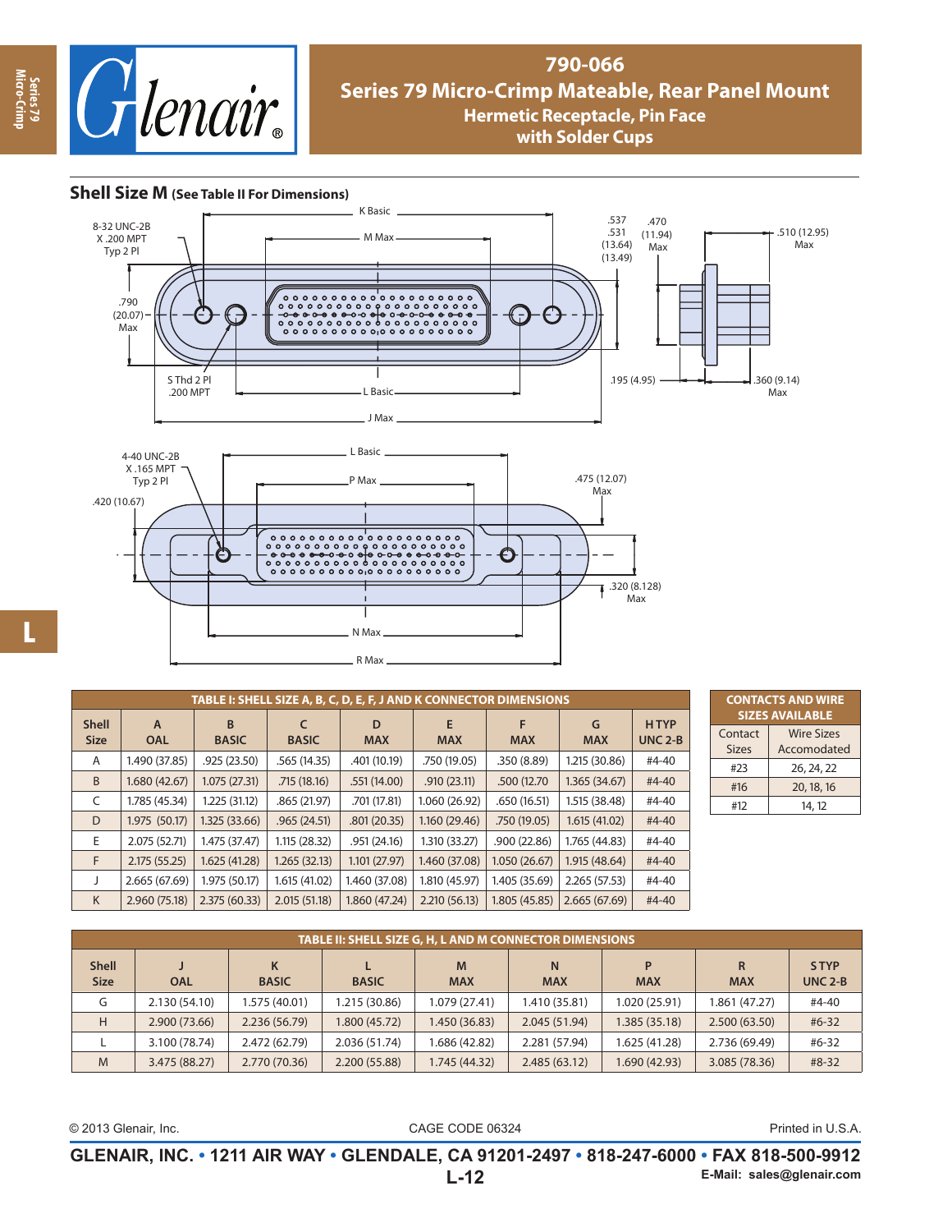# 790-066

## Series 79 Micro-Crimp Mateable, Rear Panel Mount Hermetic Receptacle, Pin Face with Solder Cups

### Shell Size M (See Table II For Dimensions)

8-32 UNC-2B X .200 MPT Typ 2 Pl

K Basic

M Max

.537 .531 (13.64) (13.49)

.470 (11.94) Max

.510 (12.95) Max

.790 (20.07) Max

S Thd 2 Pl .200 MPT

L Basic

J Max

.195 (4.95)

.360 (9.14) Max

4-40 UNC-2B X .165 MPT Typ 2 Pl

L Basic

P Max

.475 (12.07) Max

.420 (10.67)

.320 (8.128) Max

N Max

R Max

| TABLE I: SHELL SIZE A, B, C, D, E, F, J AND K CONNECTOR DIMENSIONS | | | | | | | | |
|---|---|---|---|---|---|---|---|---|
| Shell Size | A OAL | B BASIC | C BASIC | D MAX | E MAX | F MAX | G MAX | H TYP UNC 2-B |
| A | 1.490 (37.85) | .925 (23.50) | .565 (14.35) | .401 (10.19) | .750 (19.05) | .350 (8.89) | 1.215 (30.86) | #4-40 |
| B | 1.680 (42.67) | 1.075 (27.31) | .715 (18.16) | .551 (14.00) | .910 (23.11) | .500 (12.70 | 1.365 (34.67) | #4-40 |
| C | 1.785 (45.34) | 1.225 (31.12) | .865 (21.97) | .701 (17.81) | 1.060 (26.92) | .650 (16.51) | 1.515 (38.48) | #4-40 |
| D | 1.975 (50.17) | 1.325 (33.66) | .965 (24.51) | .801 (20.35) | 1.160 (29.46) | .750 (19.05) | 1.615 (41.02) | #4-40 |
| E | 2.075 (52.71) | 1.475 (37.47) | 1.115 (28.32) | .951 (24.16) | 1.310 (33.27) | .900 (22.86) | 1.765 (44.83) | #4-40 |
| F | 2.175 (55.25) | 1.625 (41.28) | 1.265 (32.13) | 1.101 (27.97) | 1.460 (37.08) | 1.050 (26.67) | 1.915 (48.64) | #4-40 |
| J | 2.665 (67.69) | 1.975 (50.17) | 1.615 (41.02) | 1.460 (37.08) | 1.810 (45.97) | 1.405 (35.69) | 2.265 (57.53) | #4-40 |
| K | 2.960 (75.18) | 2.375 (60.33) | 2.015 (51.18) | 1.860 (47.24) | 2.210 (56.13) | 1.805 (45.85) | 2.665 (67.69) | #4-40 |

| CONTACTS AND WIRE SIZES AVAILABLE | |
|---|---|
| Contact Sizes | Wire Sizes Accomodated |
| #23 | 26, 24, 22 |
| #16 | 20, 18, 16 |
| #12 | 14, 12 |

| TABLE II: SHELL SIZE G, H, L AND M CONNECTOR DIMENSIONS | | | | | | | | |
|---|---|---|---|---|---|---|---|---|
| Shell Size | J OAL | K BASIC | L BASIC | M MAX | N MAX | P MAX | R MAX | S TYP UNC 2-B |
| G | 2.130 (54.10) | 1.575 (40.01) | 1.215 (30.86) | 1.079 (27.41) | 1.410 (35.81) | 1.020 (25.91) | 1.861 (47.27) | #4-40 |
| H | 2.900 (73.66) | 2.236 (56.79) | 1.800 (45.72) | 1.450 (36.83) | 2.045 (51.94) | 1.385 (35.18) | 2.500 (63.50) | #6-32 |
| L | 3.100 (78.74) | 2.472 (62.79) | 2.036 (51.74) | 1.686 (42.82) | 2.281 (57.94) | 1.625 (41.28) | 2.736 (69.49) | #6-32 |
| M | 3.475 (88.27) | 2.770 (70.36) | 2.200 (55.88) | 1.745 (44.32) | 2.485 (63.12) | 1.690 (42.93) | 3.085 (78.36) | #8-32 |

© 2013 Glenair, Inc. CAGE CODE 06324 Printed in U.S.A.

GLENAIR, INC. • 1211 AIR WAY • GLENDALE, CA 91201-2497 • 818-247-6000 • FAX 818-500-9912

E-Mail: sales@glenair.com